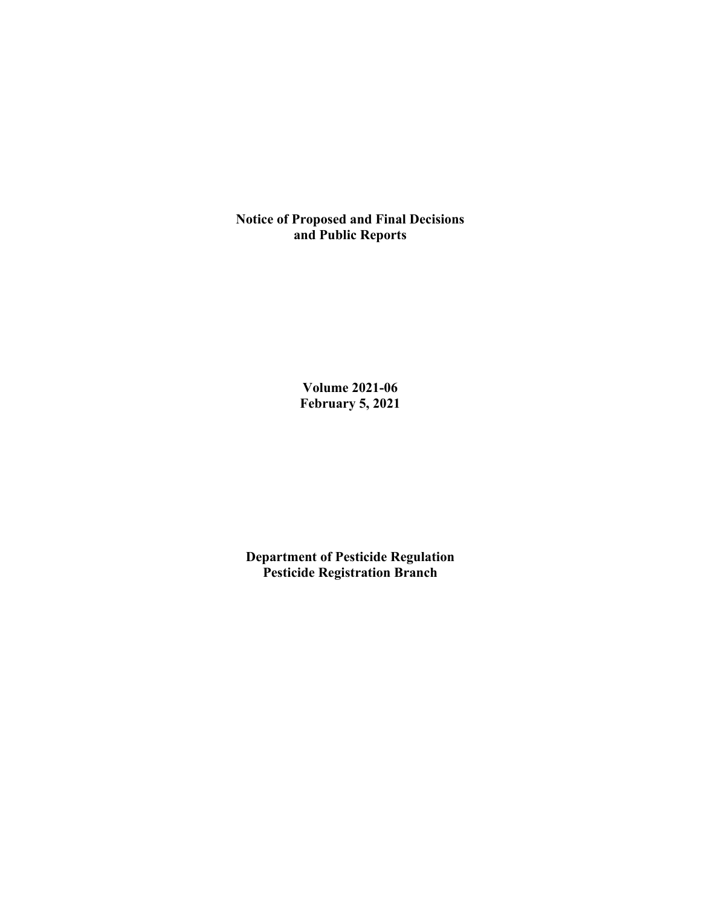# Notice of Proposed and Final Decisions and Public Reports

**Volume 2021-06**
**February 5, 2021**

**Department of Pesticide Regulation**
**Pesticide Registration Branch**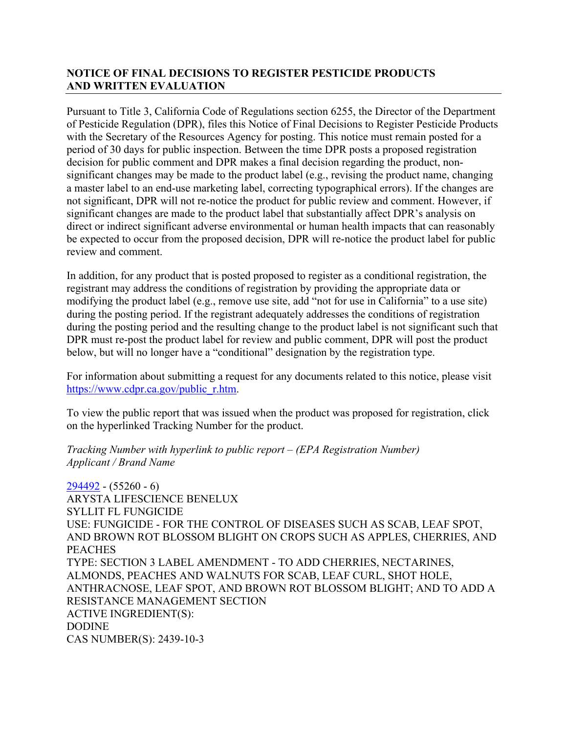## NOTICE OF FINAL DECISIONS TO REGISTER PESTICIDE PRODUCTS AND WRITTEN EVALUATION

Pursuant to Title 3, California Code of Regulations section 6255, the Director of the Department of Pesticide Regulation (DPR), files this Notice of Final Decisions to Register Pesticide Products with the Secretary of the Resources Agency for posting. This notice must remain posted for a period of 30 days for public inspection. Between the time DPR posts a proposed registration decision for public comment and DPR makes a final decision regarding the product, non-significant changes may be made to the product label (e.g., revising the product name, changing a master label to an end-use marketing label, correcting typographical errors). If the changes are not significant, DPR will not re-notice the product for public review and comment. However, if significant changes are made to the product label that substantially affect DPR's analysis on direct or indirect significant adverse environmental or human health impacts that can reasonably be expected to occur from the proposed decision, DPR will re-notice the product label for public review and comment.

In addition, for any product that is posted proposed to register as a conditional registration, the registrant may address the conditions of registration by providing the appropriate data or modifying the product label (e.g., remove use site, add "not for use in California" to a use site) during the posting period. If the registrant adequately addresses the conditions of registration during the posting period and the resulting change to the product label is not significant such that DPR must re-post the product label for review and public comment, DPR will post the product below, but will no longer have a "conditional" designation by the registration type.

For information about submitting a request for any documents related to this notice, please visit https://www.cdpr.ca.gov/public_r.htm.

To view the public report that was issued when the product was proposed for registration, click on the hyperlinked Tracking Number for the product.

*Tracking Number with hyperlink to public report – (EPA Registration Number)*
*Applicant / Brand Name*

294492 - (55260 - 6)
ARYSTA LIFESCIENCE BENELUX
SYLLIT FL FUNGICIDE
USE: FUNGICIDE - FOR THE CONTROL OF DISEASES SUCH AS SCAB, LEAF SPOT, AND BROWN ROT BLOSSOM BLIGHT ON CROPS SUCH AS APPLES, CHERRIES, AND PEACHES
TYPE: SECTION 3 LABEL AMENDMENT - TO ADD CHERRIES, NECTARINES, ALMONDS, PEACHES AND WALNUTS FOR SCAB, LEAF CURL, SHOT HOLE, ANTHRACNOSE, LEAF SPOT, AND BROWN ROT BLOSSOM BLIGHT; AND TO ADD A RESISTANCE MANAGEMENT SECTION
ACTIVE INGREDIENT(S):
DODINE
CAS NUMBER(S): 2439-10-3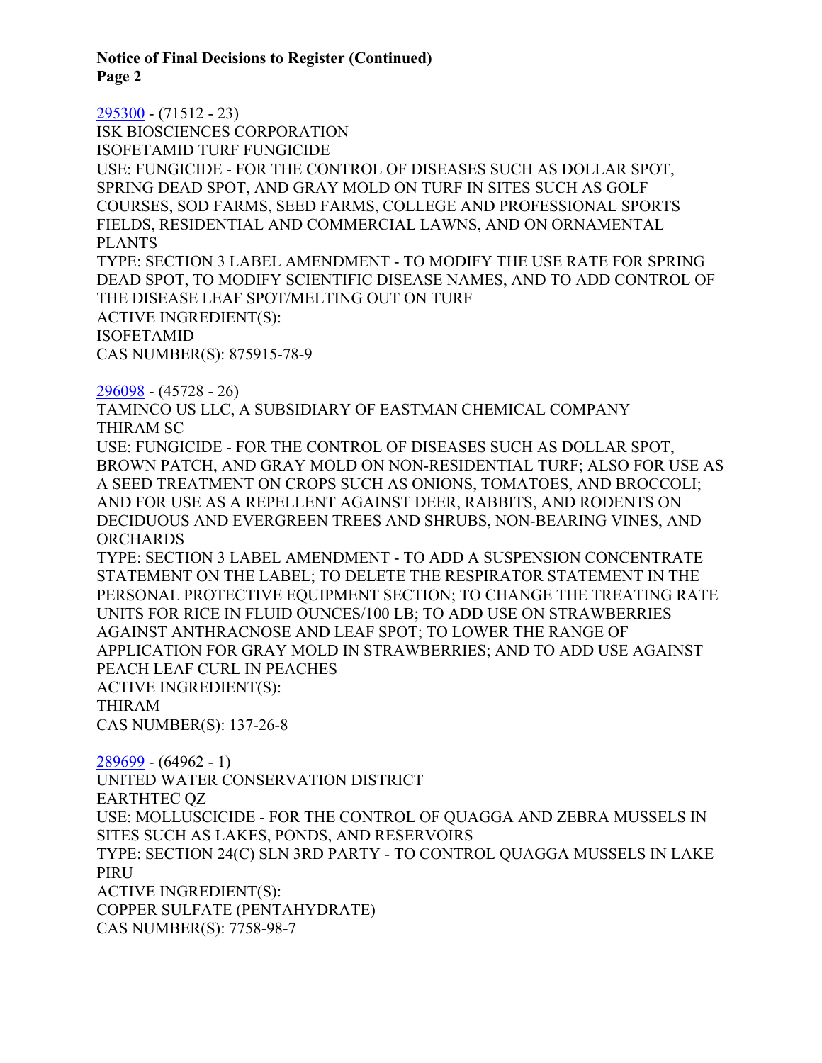**Notice of Final Decisions to Register (Continued)**
**Page 2**

[295300](#) - (71512 - 23)
ISK BIOSCIENCES CORPORATION
ISOFETAMID TURF FUNGICIDE
USE: FUNGICIDE - FOR THE CONTROL OF DISEASES SUCH AS DOLLAR SPOT, SPRING DEAD SPOT, AND GRAY MOLD ON TURF IN SITES SUCH AS GOLF COURSES, SOD FARMS, SEED FARMS, COLLEGE AND PROFESSIONAL SPORTS FIELDS, RESIDENTIAL AND COMMERCIAL LAWNS, AND ON ORNAMENTAL PLANTS
TYPE: SECTION 3 LABEL AMENDMENT - TO MODIFY THE USE RATE FOR SPRING DEAD SPOT, TO MODIFY SCIENTIFIC DISEASE NAMES, AND TO ADD CONTROL OF THE DISEASE LEAF SPOT/MELTING OUT ON TURF
ACTIVE INGREDIENT(S):
ISOFETAMID
CAS NUMBER(S): 875915-78-9

[296098](#) - (45728 - 26)
TAMINCO US LLC, A SUBSIDIARY OF EASTMAN CHEMICAL COMPANY
THIRAM SC
USE: FUNGICIDE - FOR THE CONTROL OF DISEASES SUCH AS DOLLAR SPOT, BROWN PATCH, AND GRAY MOLD ON NON-RESIDENTIAL TURF; ALSO FOR USE AS A SEED TREATMENT ON CROPS SUCH AS ONIONS, TOMATOES, AND BROCCOLI; AND FOR USE AS A REPELLENT AGAINST DEER, RABBITS, AND RODENTS ON DECIDUOUS AND EVERGREEN TREES AND SHRUBS, NON-BEARING VINES, AND ORCHARDS
TYPE: SECTION 3 LABEL AMENDMENT - TO ADD A SUSPENSION CONCENTRATE STATEMENT ON THE LABEL; TO DELETE THE RESPIRATOR STATEMENT IN THE PERSONAL PROTECTIVE EQUIPMENT SECTION; TO CHANGE THE TREATING RATE UNITS FOR RICE IN FLUID OUNCES/100 LB; TO ADD USE ON STRAWBERRIES AGAINST ANTHRACNOSE AND LEAF SPOT; TO LOWER THE RANGE OF APPLICATION FOR GRAY MOLD IN STRAWBERRIES; AND TO ADD USE AGAINST PEACH LEAF CURL IN PEACHES
ACTIVE INGREDIENT(S):
THIRAM
CAS NUMBER(S): 137-26-8

[289699](#) - (64962 - 1)
UNITED WATER CONSERVATION DISTRICT
EARTHTEC QZ
USE: MOLLUSCICIDE - FOR THE CONTROL OF QUAGGA AND ZEBRA MUSSELS IN SITES SUCH AS LAKES, PONDS, AND RESERVOIRS
TYPE: SECTION 24(C) SLN 3RD PARTY - TO CONTROL QUAGGA MUSSELS IN LAKE PIRU
ACTIVE INGREDIENT(S):
COPPER SULFATE (PENTAHYDRATE)
CAS NUMBER(S): 7758-98-7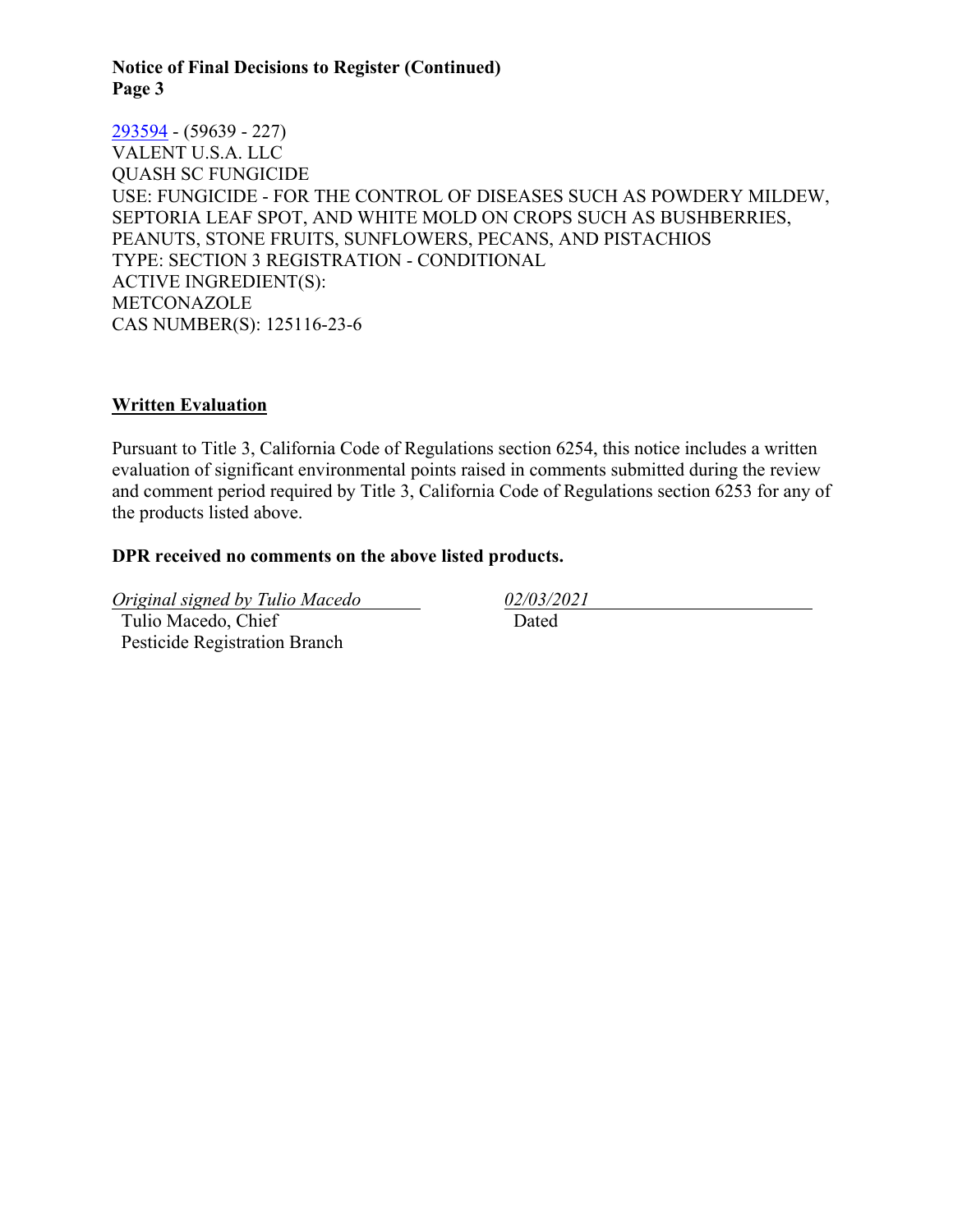293594 - (59639 - 227)
VALENT U.S.A. LLC
QUASH SC FUNGICIDE
USE: FUNGICIDE - FOR THE CONTROL OF DISEASES SUCH AS POWDERY MILDEW, SEPTORIA LEAF SPOT, AND WHITE MOLD ON CROPS SUCH AS BUSHBERRIES, PEANUTS, STONE FRUITS, SUNFLOWERS, PECANS, AND PISTACHIOS
TYPE: SECTION 3 REGISTRATION - CONDITIONAL
ACTIVE INGREDIENT(S):
METCONAZOLE
CAS NUMBER(S): 125116-23-6

## Written Evaluation

Pursuant to Title 3, California Code of Regulations section 6254, this notice includes a written evaluation of significant environmental points raised in comments submitted during the review and comment period required by Title 3, California Code of Regulations section 6253 for any of the products listed above.

**DPR received no comments on the above listed products.**

*Original signed by Tulio Macedo* — *02/03/2021*

Tulio Macedo, Chief
Pesticide Registration Branch

Dated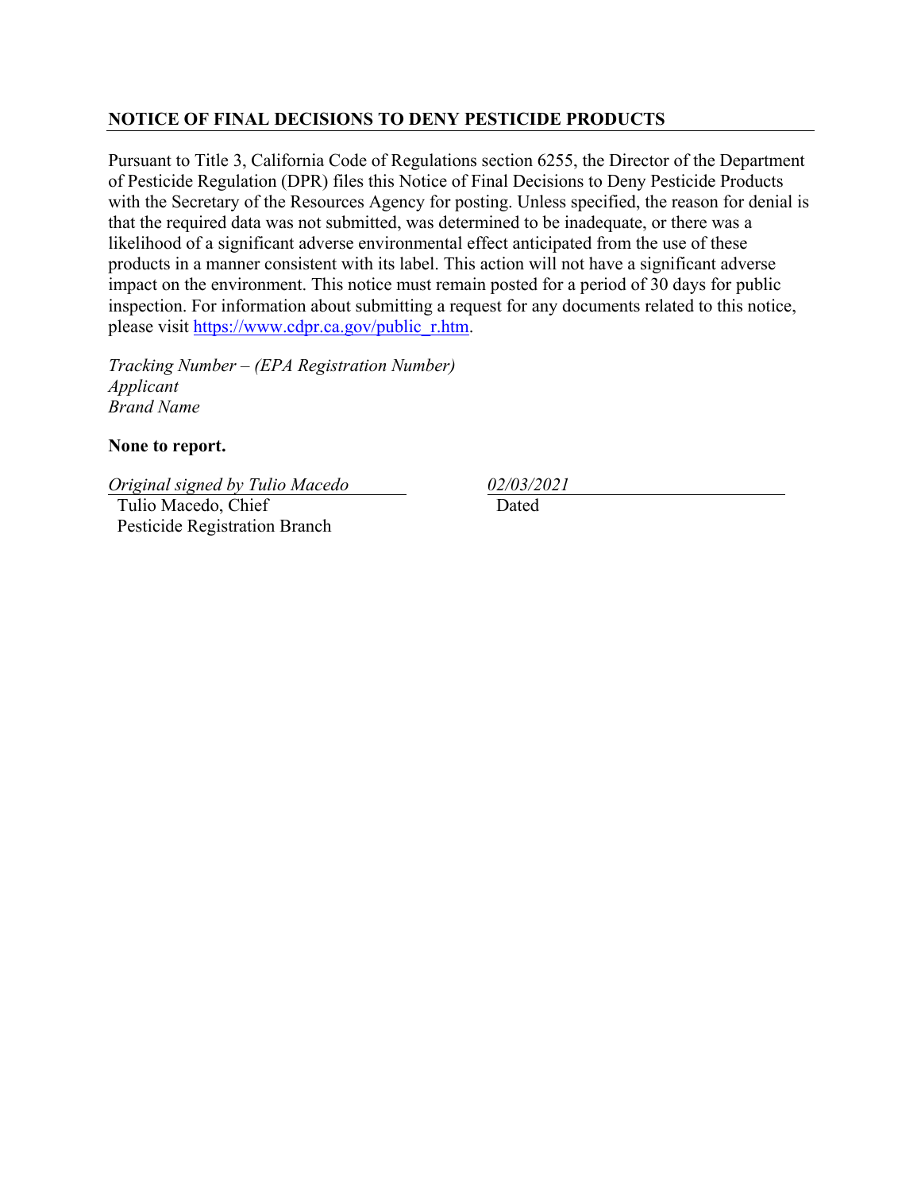## NOTICE OF FINAL DECISIONS TO DENY PESTICIDE PRODUCTS

Pursuant to Title 3, California Code of Regulations section 6255, the Director of the Department of Pesticide Regulation (DPR) files this Notice of Final Decisions to Deny Pesticide Products with the Secretary of the Resources Agency for posting. Unless specified, the reason for denial is that the required data was not submitted, was determined to be inadequate, or there was a likelihood of a significant adverse environmental effect anticipated from the use of these products in a manner consistent with its label. This action will not have a significant adverse impact on the environment. This notice must remain posted for a period of 30 days for public inspection. For information about submitting a request for any documents related to this notice, please visit https://www.cdpr.ca.gov/public_r.htm.

*Tracking Number – (EPA Registration Number)*
*Applicant*
*Brand Name*

**None to report.**

*Original signed by Tulio Macedo*
Tulio Macedo, Chief
Pesticide Registration Branch

*02/03/2021*
Dated